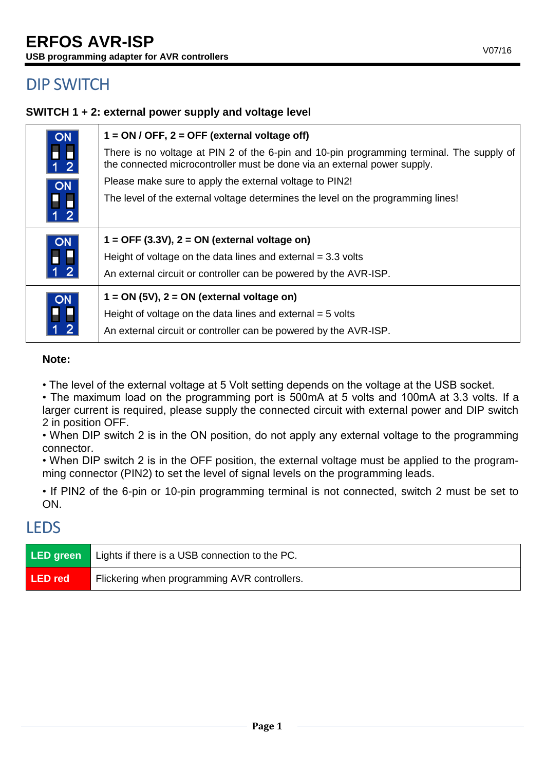# ERFOS AVR-ISP

**USB programming adapter for AVR controllers**

## DIP SWITCH

**SWITCH 1 + 2: external power supply and voltage level**

| Switch | Description |
|---|---|
| ON 1 2 / ON 1 2 | **1 = ON / OFF, 2 = OFF (external voltage off)**<br>There is no voltage at PIN 2 of the 6-pin and 10-pin programming terminal. The supply of the connected microcontroller must be done via an external power supply.<br>Please make sure to apply the external voltage to PIN2!<br>The level of the external voltage determines the level on the programming lines! |
| ON 1 2 | **1 = OFF (3.3V), 2 = ON (external voltage on)**<br>Height of voltage on the data lines and external = 3.3 volts<br>An external circuit or controller can be powered by the AVR-ISP. |
| ON 1 2 | **1 = ON (5V), 2 = ON (external voltage on)**<br>Height of voltage on the data lines and external = 5 volts<br>An external circuit or controller can be powered by the AVR-ISP. |

**Note:**

- The level of the external voltage at 5 Volt setting depends on the voltage at the USB socket.
- The maximum load on the programming port is 500mA at 5 volts and 100mA at 3.3 volts. If a larger current is required, please supply the connected circuit with external power and DIP switch 2 in position OFF.
- When DIP switch 2 is in the ON position, do not apply any external voltage to the programming connector.
- When DIP switch 2 is in the OFF position, the external voltage must be applied to the programming connector (PIN2) to set the level of signal levels on the programming leads.
- If PIN2 of the 6-pin or 10-pin programming terminal is not connected, switch 2 must be set to ON.

## LEDS

| LED | Description |
|---|---|
| **LED green** | Lights if there is a USB connection to the PC. |
| **LED red** | Flickering when programming AVR controllers. |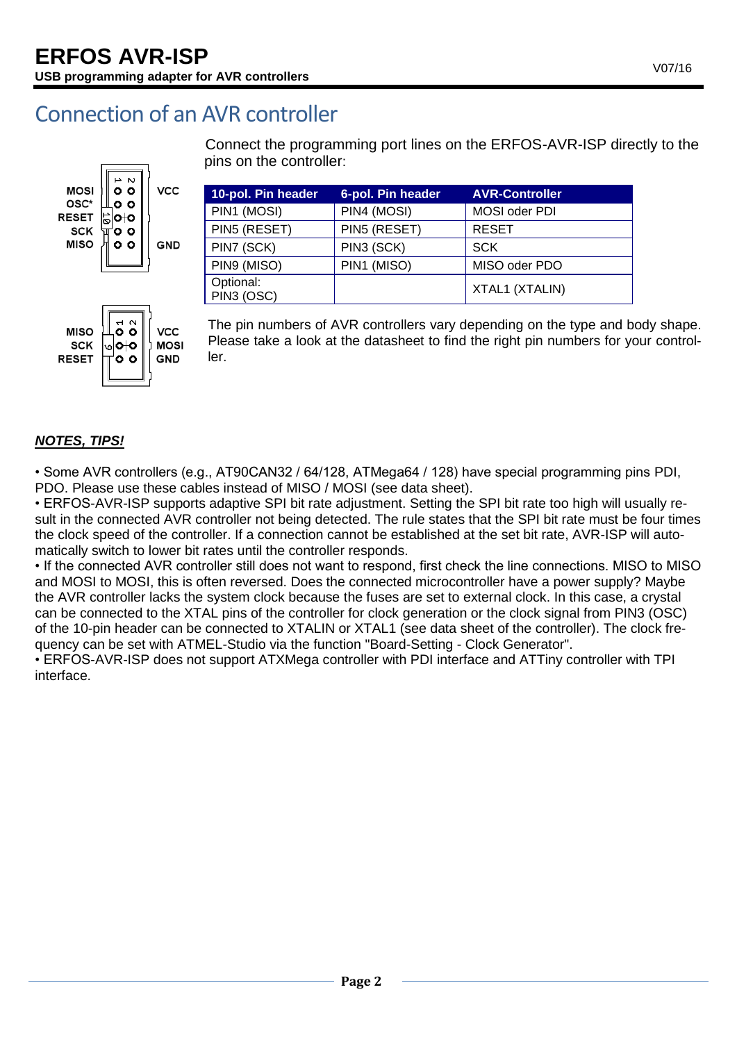# Connection of an AVR controller

MOSI, OSC*, RESET, SCK, MISO — VCC, GND

MISO, SCK, RESET — VCC, MOSI, GND

Connect the programming port lines on the ERFOS-AVR-ISP directly to the pins on the controller:

| 10-pol. Pin header | 6-pol. Pin header | AVR-Controller |
| --- | --- | --- |
| PIN1 (MOSI) | PIN4 (MOSI) | MOSI oder PDI |
| PIN5 (RESET) | PIN5 (RESET) | RESET |
| PIN7 (SCK) | PIN3 (SCK) | SCK |
| PIN9 (MISO) | PIN1 (MISO) | MISO oder PDO |
| Optional: PIN3 (OSC) | | XTAL1 (XTALIN) |

The pin numbers of AVR controllers vary depending on the type and body shape. Please take a look at the datasheet to find the right pin numbers for your controller.

***NOTES, TIPS!***

• Some AVR controllers (e.g., AT90CAN32 / 64/128, ATMega64 / 128) have special programming pins PDI, PDO. Please use these cables instead of MISO / MOSI (see data sheet).
• ERFOS-AVR-ISP supports adaptive SPI bit rate adjustment. Setting the SPI bit rate too high will usually result in the connected AVR controller not being detected. The rule states that the SPI bit rate must be four times the clock speed of the controller. If a connection cannot be established at the set bit rate, AVR-ISP will automatically switch to lower bit rates until the controller responds.
• If the connected AVR controller still does not want to respond, first check the line connections. MISO to MISO and MOSI to MOSI, this is often reversed. Does the connected microcontroller have a power supply? Maybe the AVR controller lacks the system clock because the fuses are set to external clock. In this case, a crystal can be connected to the XTAL pins of the controller for clock generation or the clock signal from PIN3 (OSC) of the 10-pin header can be connected to XTALIN or XTAL1 (see data sheet of the controller). The clock frequency can be set with ATMEL-Studio via the function "Board-Setting - Clock Generator".
• ERFOS-AVR-ISP does not support ATXMega controller with PDI interface and ATTiny controller with TPI interface.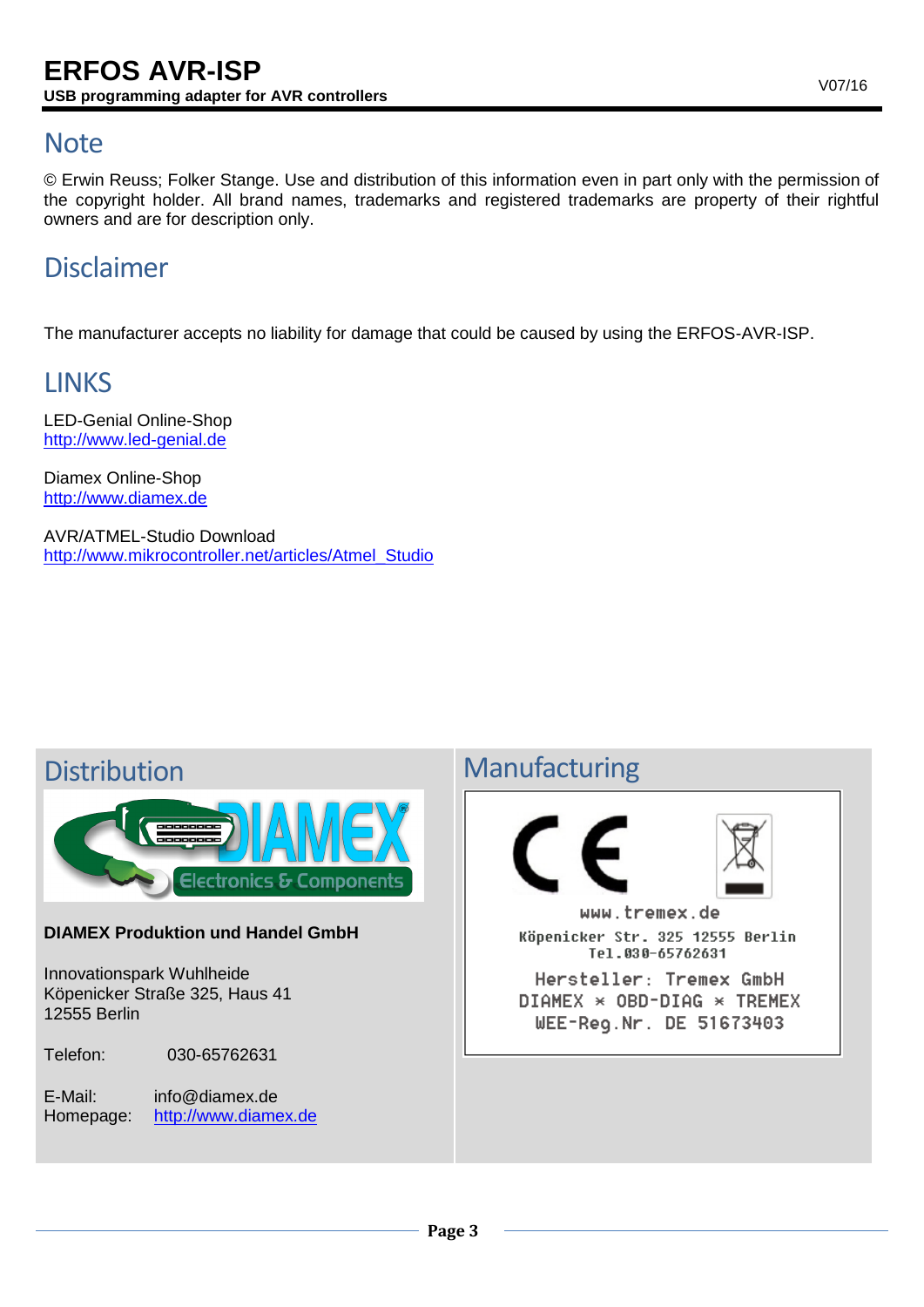## Note

© Erwin Reuss; Folker Stange. Use and distribution of this information even in part only with the permission of the copyright holder. All brand names, trademarks and registered trademarks are property of their rightful owners and are for description only.

## Disclaimer

The manufacturer accepts no liability for damage that could be caused by using the ERFOS-AVR-ISP.

## LINKS

LED-Genial Online-Shop
http://www.led-genial.de

Diamex Online-Shop
http://www.diamex.de

AVR/ATMEL-Studio Download
http://www.mikrocontroller.net/articles/Atmel_Studio

## Distribution

DIAMEX Electronics & Components

**DIAMEX Produktion und Handel GmbH**

Innovationspark Wuhlheide
Köpenicker Straße 325, Haus 41
12555 Berlin

Telefon: 030-65762631

E-Mail: info@diamex.de
Homepage: http://www.diamex.de

## Manufacturing

CE

www.tremex.de
Köpenicker Str. 325 12555 Berlin
Tel.030-65762631
Hersteller: Tremex GmbH
DIAMEX × OBD-DIAG × TREMEX
WEE-Reg.Nr. DE 51673403